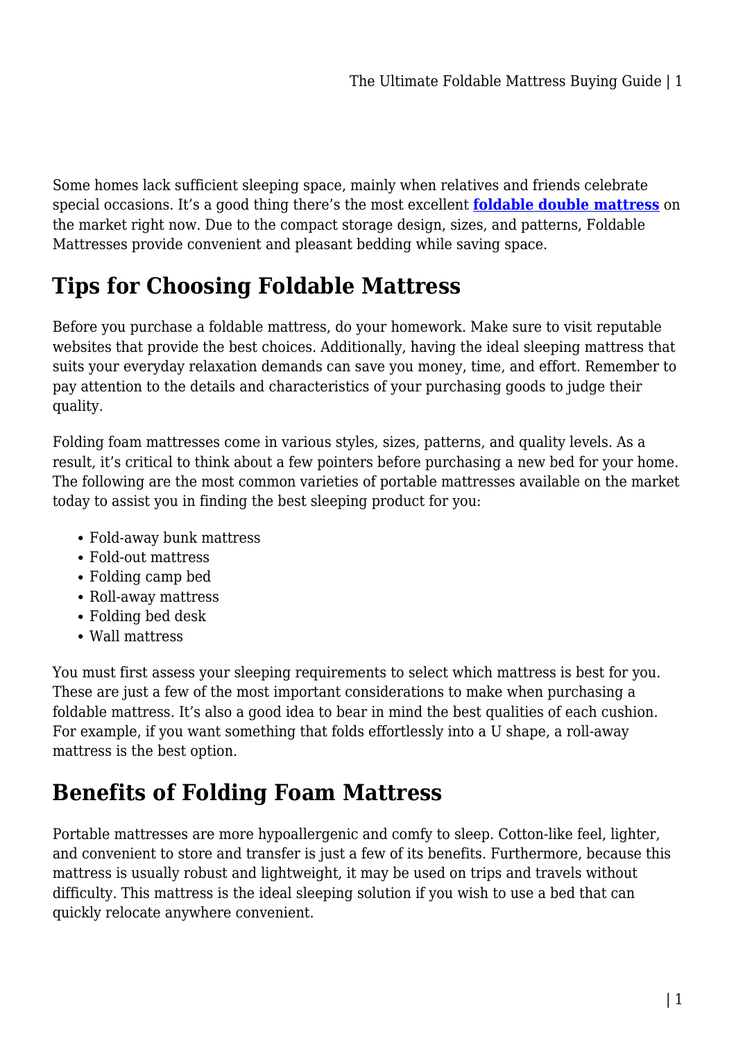Some homes lack sufficient sleeping space, mainly when relatives and friends celebrate special occasions. It's a good thing there's the most excellent **foldable double mattress** on the market right now. Due to the compact storage design, sizes, and patterns, Foldable Mattresses provide convenient and pleasant bedding while saving space.

## Tips for Choosing Foldable Mattress

Before you purchase a foldable mattress, do your homework. Make sure to visit reputable websites that provide the best choices. Additionally, having the ideal sleeping mattress that suits your everyday relaxation demands can save you money, time, and effort. Remember to pay attention to the details and characteristics of your purchasing goods to judge their quality.

Folding foam mattresses come in various styles, sizes, patterns, and quality levels. As a result, it's critical to think about a few pointers before purchasing a new bed for your home. The following are the most common varieties of portable mattresses available on the market today to assist you in finding the best sleeping product for you:

- Fold-away bunk mattress
- Fold-out mattress
- Folding camp bed
- Roll-away mattress
- Folding bed desk
- Wall mattress

You must first assess your sleeping requirements to select which mattress is best for you. These are just a few of the most important considerations to make when purchasing a foldable mattress. It's also a good idea to bear in mind the best qualities of each cushion. For example, if you want something that folds effortlessly into a U shape, a roll-away mattress is the best option.

## Benefits of Folding Foam Mattress

Portable mattresses are more hypoallergenic and comfy to sleep. Cotton-like feel, lighter, and convenient to store and transfer is just a few of its benefits. Furthermore, because this mattress is usually robust and lightweight, it may be used on trips and travels without difficulty. This mattress is the ideal sleeping solution if you wish to use a bed that can quickly relocate anywhere convenient.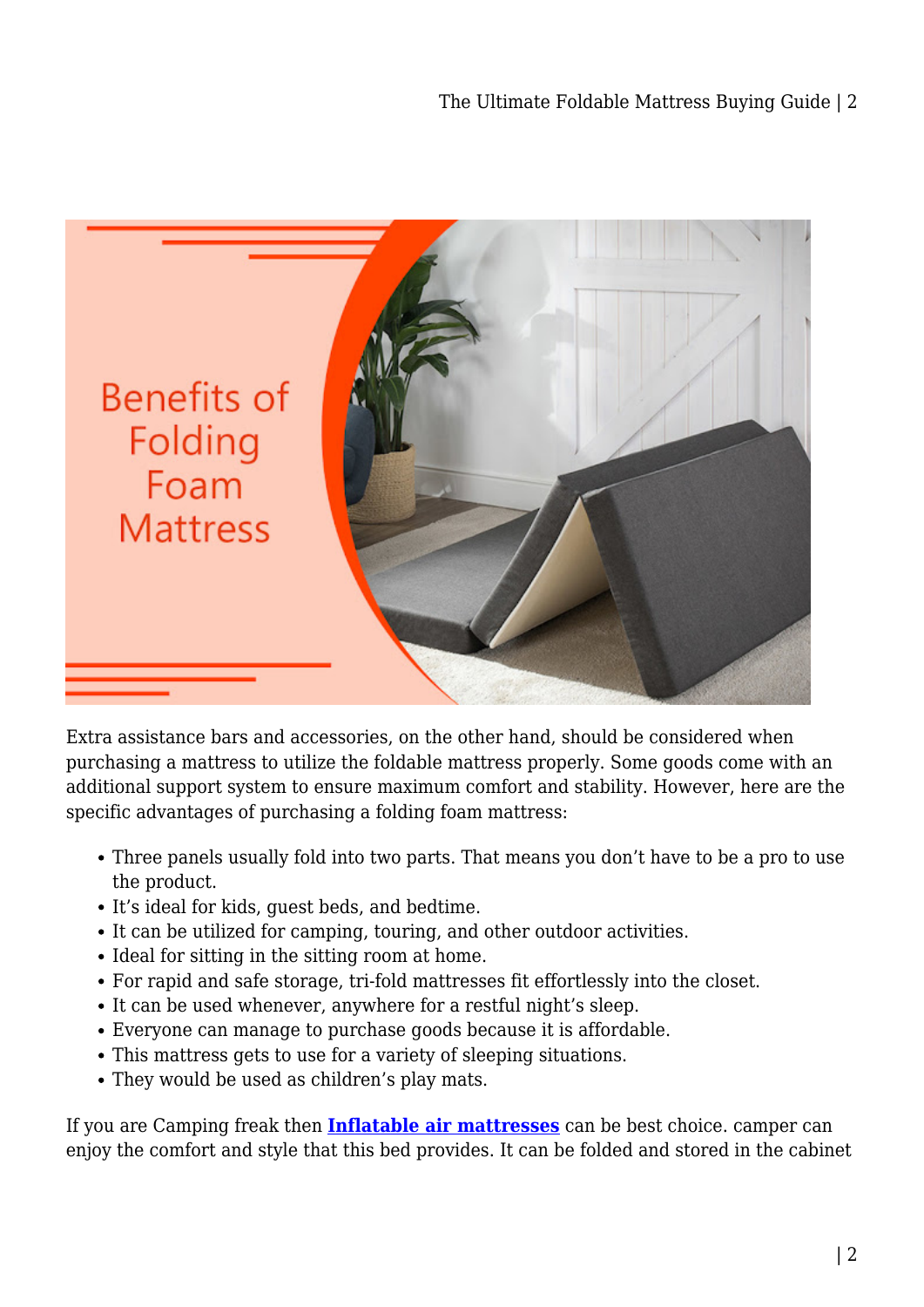Extra assistance bars and accessories, on the other hand, should be considered when purchasing a mattress to utilize the foldable mattress properly. Some goods come with an additional support system to ensure maximum comfort and stability. However, here are the specific advantages of purchasing a folding foam mattress:

- Three panels usually fold into two parts. That means you don't have to be a pro to use the product.
- It's ideal for kids, guest beds, and bedtime.
- It can be utilized for camping, touring, and other outdoor activities.
- Ideal for sitting in the sitting room at home.
- For rapid and safe storage, tri-fold mattresses fit effortlessly into the closet.
- It can be used whenever, anywhere for a restful night's sleep.
- Everyone can manage to purchase goods because it is affordable.
- This mattress gets to use for a variety of sleeping situations.
- They would be used as children's play mats.

If you are Camping freak then **Inflatable air mattresses** can be best choice. camper can enjoy the comfort and style that this bed provides. It can be folded and stored in the cabinet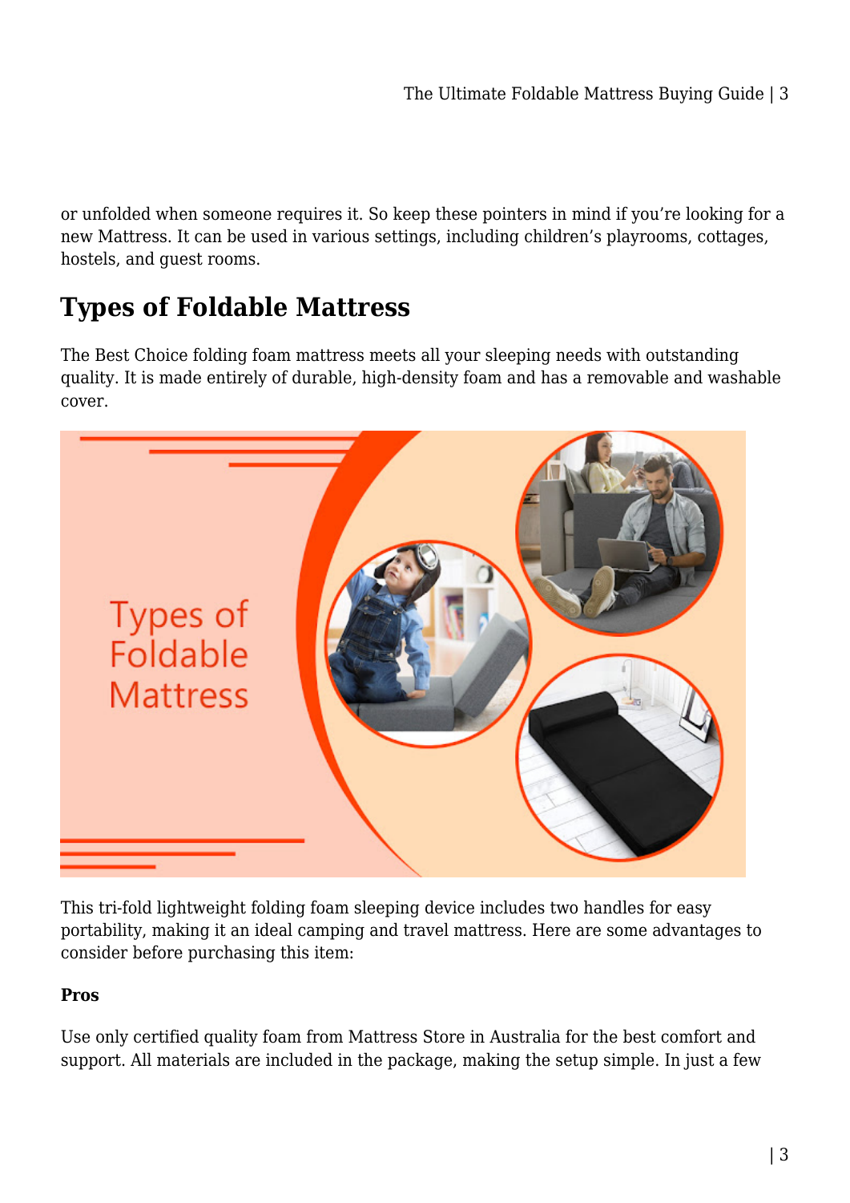or unfolded when someone requires it. So keep these pointers in mind if you're looking for a new Mattress. It can be used in various settings, including children's playrooms, cottages, hostels, and guest rooms.

## Types of Foldable Mattress

The Best Choice folding foam mattress meets all your sleeping needs with outstanding quality. It is made entirely of durable, high-density foam and has a removable and washable cover.

This tri-fold lightweight folding foam sleeping device includes two handles for easy portability, making it an ideal camping and travel mattress. Here are some advantages to consider before purchasing this item:

**Pros**

Use only certified quality foam from Mattress Store in Australia for the best comfort and support. All materials are included in the package, making the setup simple. In just a few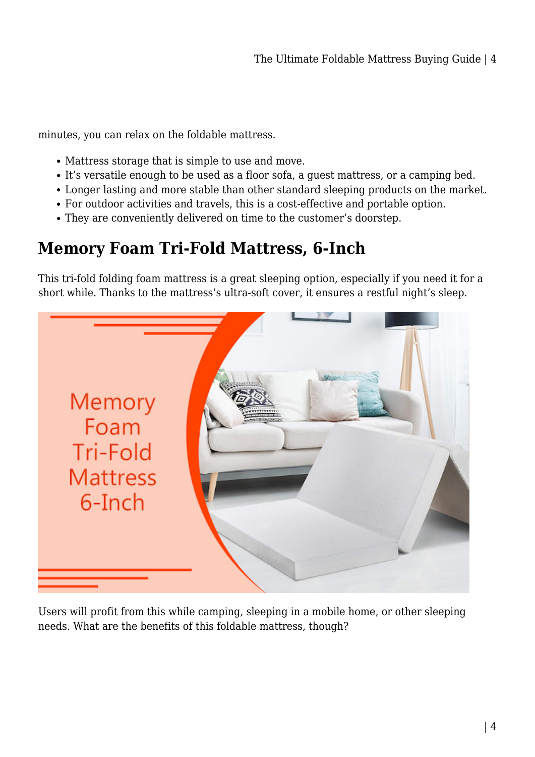minutes, you can relax on the foldable mattress.

- Mattress storage that is simple to use and move.
- It's versatile enough to be used as a floor sofa, a guest mattress, or a camping bed.
- Longer lasting and more stable than other standard sleeping products on the market.
- For outdoor activities and travels, this is a cost-effective and portable option.
- They are conveniently delivered on time to the customer's doorstep.

## Memory Foam Tri-Fold Mattress, 6-Inch

This tri-fold folding foam mattress is a great sleeping option, especially if you need it for a short while. Thanks to the mattress's ultra-soft cover, it ensures a restful night's sleep.

Users will profit from this while camping, sleeping in a mobile home, or other sleeping needs. What are the benefits of this foldable mattress, though?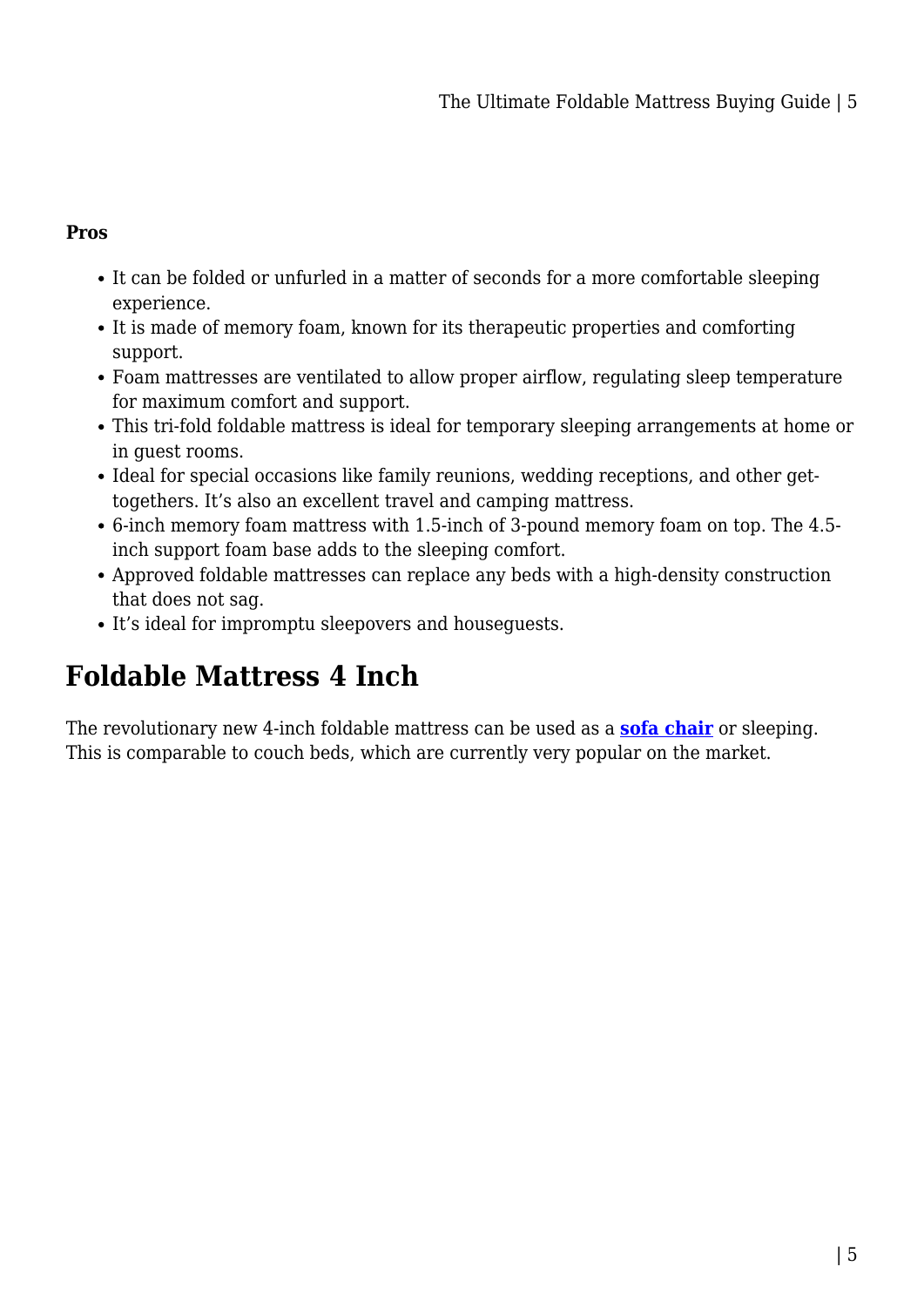**Pros**

- It can be folded or unfurled in a matter of seconds for a more comfortable sleeping experience.
- It is made of memory foam, known for its therapeutic properties and comforting support.
- Foam mattresses are ventilated to allow proper airflow, regulating sleep temperature for maximum comfort and support.
- This tri-fold foldable mattress is ideal for temporary sleeping arrangements at home or in guest rooms.
- Ideal for special occasions like family reunions, wedding receptions, and other get-togethers. It's also an excellent travel and camping mattress.
- 6-inch memory foam mattress with 1.5-inch of 3-pound memory foam on top. The 4.5-inch support foam base adds to the sleeping comfort.
- Approved foldable mattresses can replace any beds with a high-density construction that does not sag.
- It's ideal for impromptu sleepovers and houseguests.

## Foldable Mattress 4 Inch

The revolutionary new 4-inch foldable mattress can be used as a **sofa chair** or sleeping. This is comparable to couch beds, which are currently very popular on the market.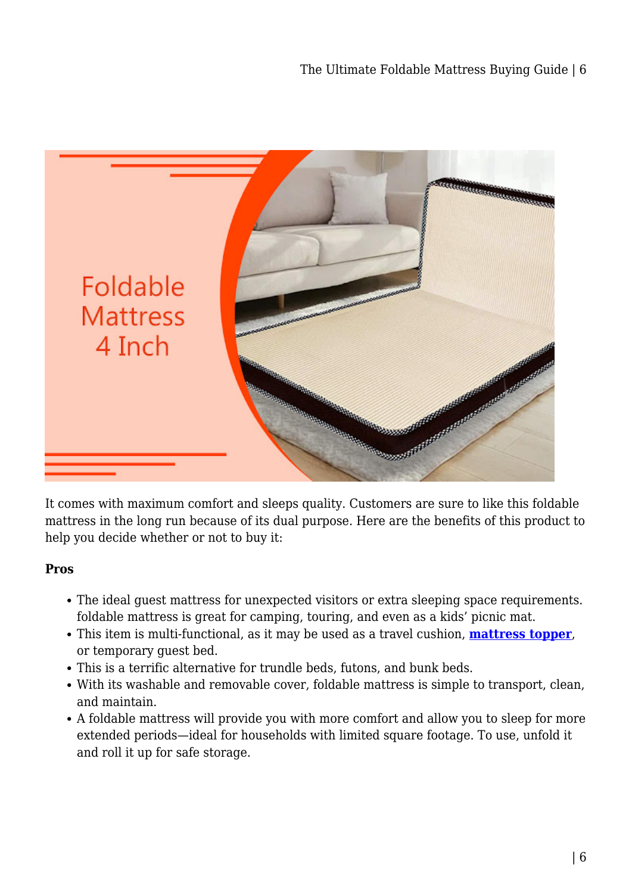It comes with maximum comfort and sleeps quality. Customers are sure to like this foldable mattress in the long run because of its dual purpose. Here are the benefits of this product to help you decide whether or not to buy it:

**Pros**

- The ideal guest mattress for unexpected visitors or extra sleeping space requirements. foldable mattress is great for camping, touring, and even as a kids' picnic mat.
- This item is multi-functional, as it may be used as a travel cushion, **mattress topper**, or temporary guest bed.
- This is a terrific alternative for trundle beds, futons, and bunk beds.
- With its washable and removable cover, foldable mattress is simple to transport, clean, and maintain.
- A foldable mattress will provide you with more comfort and allow you to sleep for more extended periods—ideal for households with limited square footage. To use, unfold it and roll it up for safe storage.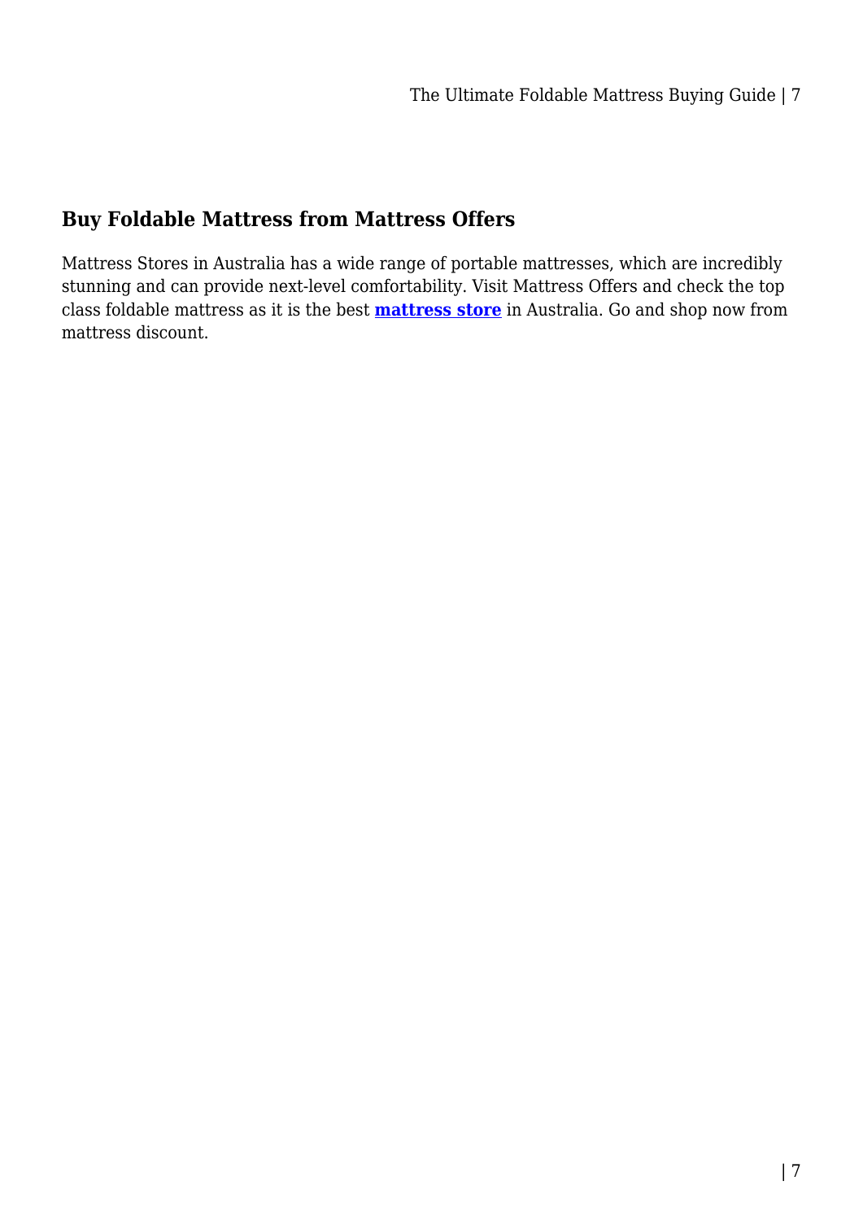## Buy Foldable Mattress from Mattress Offers

Mattress Stores in Australia has a wide range of portable mattresses, which are incredibly stunning and can provide next-level comfortability. Visit Mattress Offers and check the top class foldable mattress as it is the best **mattress store** in Australia. Go and shop now from mattress discount.